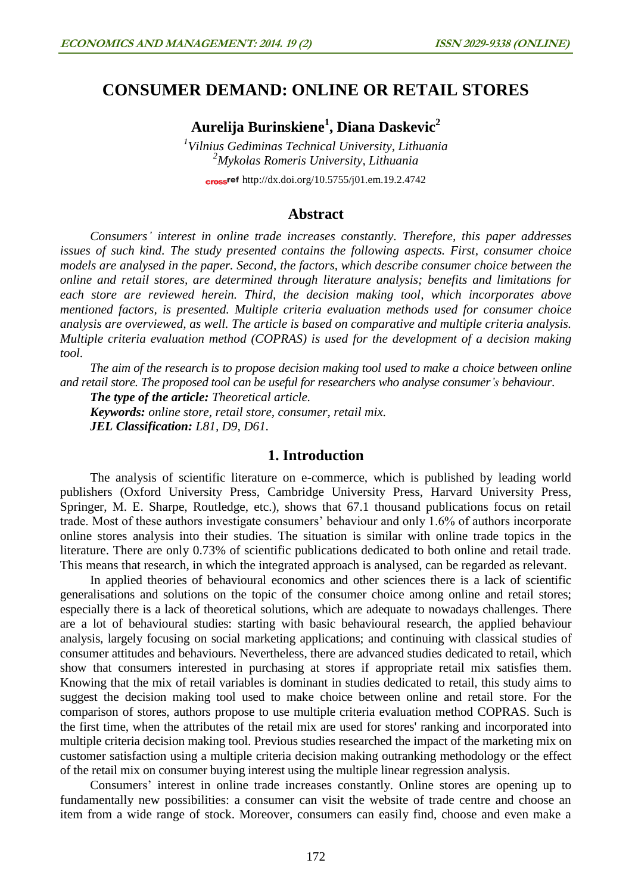# CONSUMER DEMAND: ONLINE OR RETAIL STORES

**Aurelija Burinskiene[1], Diana Daskevic[2]**

*[1]Vilnius Gediminas Technical University, Lithuania*
*[2]Mykolas Romeris University, Lithuania*

http://dx.doi.org/10.5755/j01.em.19.2.4742

## Abstract

*Consumers' interest in online trade increases constantly. Therefore, this paper addresses issues of such kind. The study presented contains the following aspects. First, consumer choice models are analysed in the paper. Second, the factors, which describe consumer choice between the online and retail stores, are determined through literature analysis; benefits and limitations for each store are reviewed herein. Third, the decision making tool, which incorporates above mentioned factors, is presented. Multiple criteria evaluation methods used for consumer choice analysis are overviewed, as well. The article is based on comparative and multiple criteria analysis. Multiple criteria evaluation method (COPRAS) is used for the development of a decision making tool.*

*The aim of the research is to propose decision making tool used to make a choice between online and retail store. The proposed tool can be useful for researchers who analyse consumer's behaviour.*

***The type of the article:*** *Theoretical article.*

***Keywords:*** *online store, retail store, consumer, retail mix.*

***JEL Classification:*** *L81, D9, D61.*

## 1. Introduction

The analysis of scientific literature on e-commerce, which is published by leading world publishers (Oxford University Press, Cambridge University Press, Harvard University Press, Springer, M. E. Sharpe, Routledge, etc.), shows that 67.1 thousand publications focus on retail trade. Most of these authors investigate consumers' behaviour and only 1.6% of authors incorporate online stores analysis into their studies. The situation is similar with online trade topics in the literature. There are only 0.73% of scientific publications dedicated to both online and retail trade. This means that research, in which the integrated approach is analysed, can be regarded as relevant.

In applied theories of behavioural economics and other sciences there is a lack of scientific generalisations and solutions on the topic of the consumer choice among online and retail stores; especially there is a lack of theoretical solutions, which are adequate to nowadays challenges. There are a lot of behavioural studies: starting with basic behavioural research, the applied behaviour analysis, largely focusing on social marketing applications; and continuing with classical studies of consumer attitudes and behaviours. Nevertheless, there are advanced studies dedicated to retail, which show that consumers interested in purchasing at stores if appropriate retail mix satisfies them. Knowing that the mix of retail variables is dominant in studies dedicated to retail, this study aims to suggest the decision making tool used to make choice between online and retail store. For the comparison of stores, authors propose to use multiple criteria evaluation method COPRAS. Such is the first time, when the attributes of the retail mix are used for stores' ranking and incorporated into multiple criteria decision making tool. Previous studies researched the impact of the marketing mix on customer satisfaction using a multiple criteria decision making outranking methodology or the effect of the retail mix on consumer buying interest using the multiple linear regression analysis.

Consumers' interest in online trade increases constantly. Online stores are opening up to fundamentally new possibilities: a consumer can visit the website of trade centre and choose an item from a wide range of stock. Moreover, consumers can easily find, choose and even make a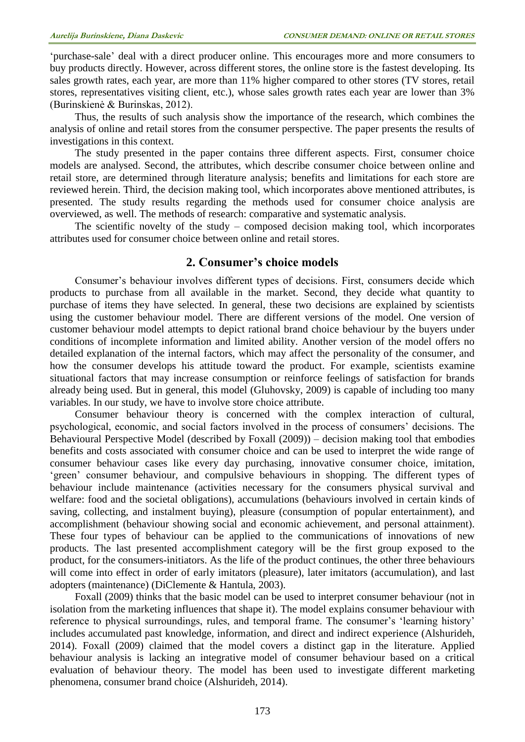'purchase-sale' deal with a direct producer online. This encourages more and more consumers to buy products directly. However, across different stores, the online store is the fastest developing. Its sales growth rates, each year, are more than 11% higher compared to other stores (TV stores, retail stores, representatives visiting client, etc.), whose sales growth rates each year are lower than 3% (Burinskienė & Burinskas, 2012).

Thus, the results of such analysis show the importance of the research, which combines the analysis of online and retail stores from the consumer perspective. The paper presents the results of investigations in this context.

The study presented in the paper contains three different aspects. First, consumer choice models are analysed. Second, the attributes, which describe consumer choice between online and retail store, are determined through literature analysis; benefits and limitations for each store are reviewed herein. Third, the decision making tool, which incorporates above mentioned attributes, is presented. The study results regarding the methods used for consumer choice analysis are overviewed, as well. The methods of research: comparative and systematic analysis.

The scientific novelty of the study – composed decision making tool, which incorporates attributes used for consumer choice between online and retail stores.

## 2. Consumer's choice models

Consumer's behaviour involves different types of decisions. First, consumers decide which products to purchase from all available in the market. Second, they decide what quantity to purchase of items they have selected. In general, these two decisions are explained by scientists using the customer behaviour model. There are different versions of the model. One version of customer behaviour model attempts to depict rational brand choice behaviour by the buyers under conditions of incomplete information and limited ability. Another version of the model offers no detailed explanation of the internal factors, which may affect the personality of the consumer, and how the consumer develops his attitude toward the product. For example, scientists examine situational factors that may increase consumption or reinforce feelings of satisfaction for brands already being used. But in general, this model (Gluhovsky, 2009) is capable of including too many variables. In our study, we have to involve store choice attribute.

Consumer behaviour theory is concerned with the complex interaction of cultural, psychological, economic, and social factors involved in the process of consumers' decisions. The Behavioural Perspective Model (described by Foxall (2009)) – decision making tool that embodies benefits and costs associated with consumer choice and can be used to interpret the wide range of consumer behaviour cases like every day purchasing, innovative consumer choice, imitation, 'green' consumer behaviour, and compulsive behaviours in shopping. The different types of behaviour include maintenance (activities necessary for the consumers physical survival and welfare: food and the societal obligations), accumulations (behaviours involved in certain kinds of saving, collecting, and instalment buying), pleasure (consumption of popular entertainment), and accomplishment (behaviour showing social and economic achievement, and personal attainment). These four types of behaviour can be applied to the communications of innovations of new products. The last presented accomplishment category will be the first group exposed to the product, for the consumers-initiators. As the life of the product continues, the other three behaviours will come into effect in order of early imitators (pleasure), later imitators (accumulation), and last adopters (maintenance) (DiClemente & Hantula, 2003).

Foxall (2009) thinks that the basic model can be used to interpret consumer behaviour (not in isolation from the marketing influences that shape it). The model explains consumer behaviour with reference to physical surroundings, rules, and temporal frame. The consumer's 'learning history' includes accumulated past knowledge, information, and direct and indirect experience (Alshurideh, 2014). Foxall (2009) claimed that the model covers a distinct gap in the literature. Applied behaviour analysis is lacking an integrative model of consumer behaviour based on a critical evaluation of behaviour theory. The model has been used to investigate different marketing phenomena, consumer brand choice (Alshurideh, 2014).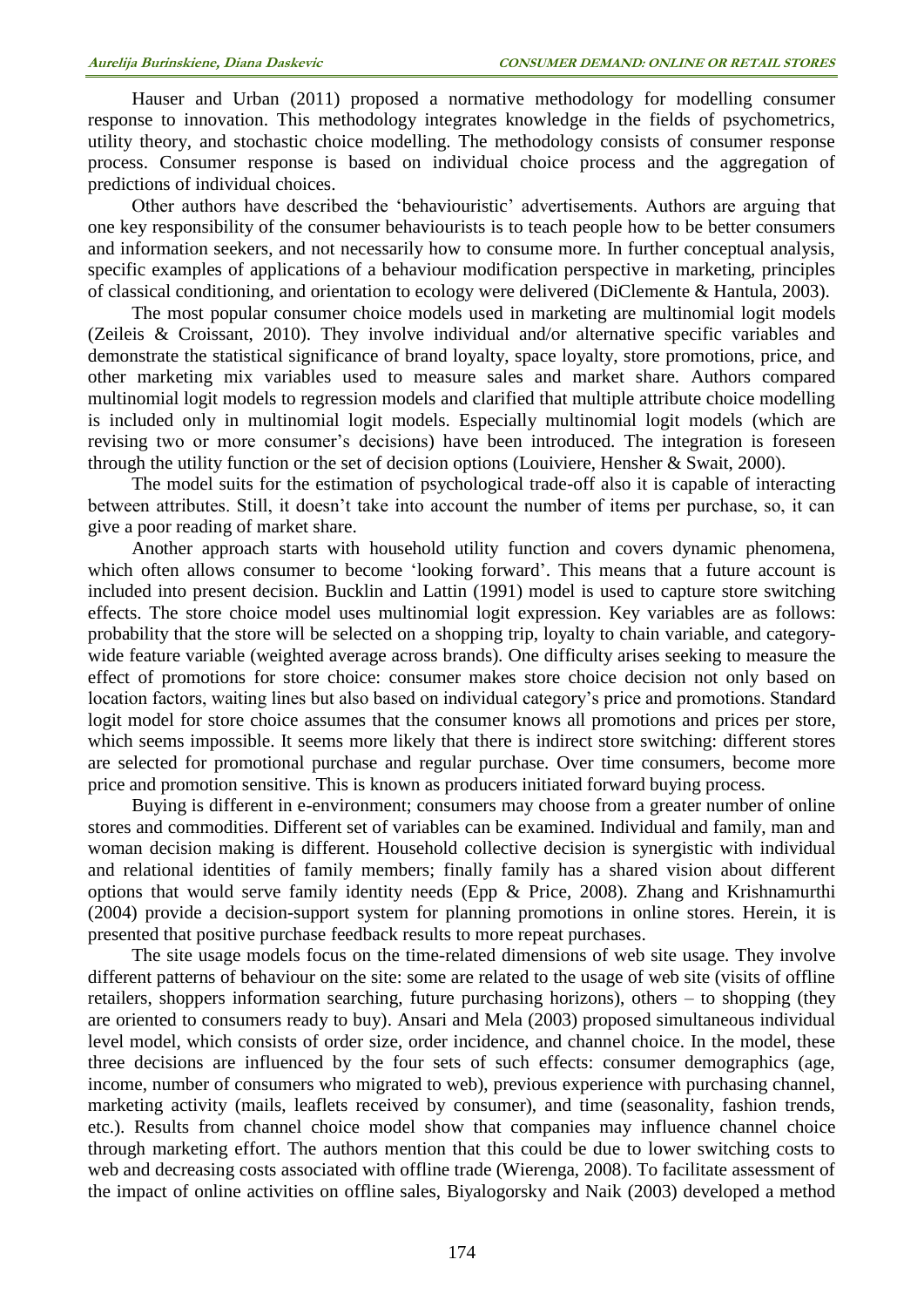Hauser and Urban (2011) proposed a normative methodology for modelling consumer response to innovation. This methodology integrates knowledge in the fields of psychometrics, utility theory, and stochastic choice modelling. The methodology consists of consumer response process. Consumer response is based on individual choice process and the aggregation of predictions of individual choices.

Other authors have described the 'behaviouristic' advertisements. Authors are arguing that one key responsibility of the consumer behaviourists is to teach people how to be better consumers and information seekers, and not necessarily how to consume more. In further conceptual analysis, specific examples of applications of a behaviour modification perspective in marketing, principles of classical conditioning, and orientation to ecology were delivered (DiClemente & Hantula, 2003).

The most popular consumer choice models used in marketing are multinomial logit models (Zeileis & Croissant, 2010). They involve individual and/or alternative specific variables and demonstrate the statistical significance of brand loyalty, space loyalty, store promotions, price, and other marketing mix variables used to measure sales and market share. Authors compared multinomial logit models to regression models and clarified that multiple attribute choice modelling is included only in multinomial logit models. Especially multinomial logit models (which are revising two or more consumer's decisions) have been introduced. The integration is foreseen through the utility function or the set of decision options (Louiviere, Hensher & Swait, 2000).

The model suits for the estimation of psychological trade-off also it is capable of interacting between attributes. Still, it doesn't take into account the number of items per purchase, so, it can give a poor reading of market share.

Another approach starts with household utility function and covers dynamic phenomena, which often allows consumer to become 'looking forward'. This means that a future account is included into present decision. Bucklin and Lattin (1991) model is used to capture store switching effects. The store choice model uses multinomial logit expression. Key variables are as follows: probability that the store will be selected on a shopping trip, loyalty to chain variable, and category-wide feature variable (weighted average across brands). One difficulty arises seeking to measure the effect of promotions for store choice: consumer makes store choice decision not only based on location factors, waiting lines but also based on individual category's price and promotions. Standard logit model for store choice assumes that the consumer knows all promotions and prices per store, which seems impossible. It seems more likely that there is indirect store switching: different stores are selected for promotional purchase and regular purchase. Over time consumers, become more price and promotion sensitive. This is known as producers initiated forward buying process.

Buying is different in e-environment; consumers may choose from a greater number of online stores and commodities. Different set of variables can be examined. Individual and family, man and woman decision making is different. Household collective decision is synergistic with individual and relational identities of family members; finally family has a shared vision about different options that would serve family identity needs (Epp & Price, 2008). Zhang and Krishnamurthi (2004) provide a decision-support system for planning promotions in online stores. Herein, it is presented that positive purchase feedback results to more repeat purchases.

The site usage models focus on the time-related dimensions of web site usage. They involve different patterns of behaviour on the site: some are related to the usage of web site (visits of offline retailers, shoppers information searching, future purchasing horizons), others – to shopping (they are oriented to consumers ready to buy). Ansari and Mela (2003) proposed simultaneous individual level model, which consists of order size, order incidence, and channel choice. In the model, these three decisions are influenced by the four sets of such effects: consumer demographics (age, income, number of consumers who migrated to web), previous experience with purchasing channel, marketing activity (mails, leaflets received by consumer), and time (seasonality, fashion trends, etc.). Results from channel choice model show that companies may influence channel choice through marketing effort. The authors mention that this could be due to lower switching costs to web and decreasing costs associated with offline trade (Wierenga, 2008). To facilitate assessment of the impact of online activities on offline sales, Biyalogorsky and Naik (2003) developed a method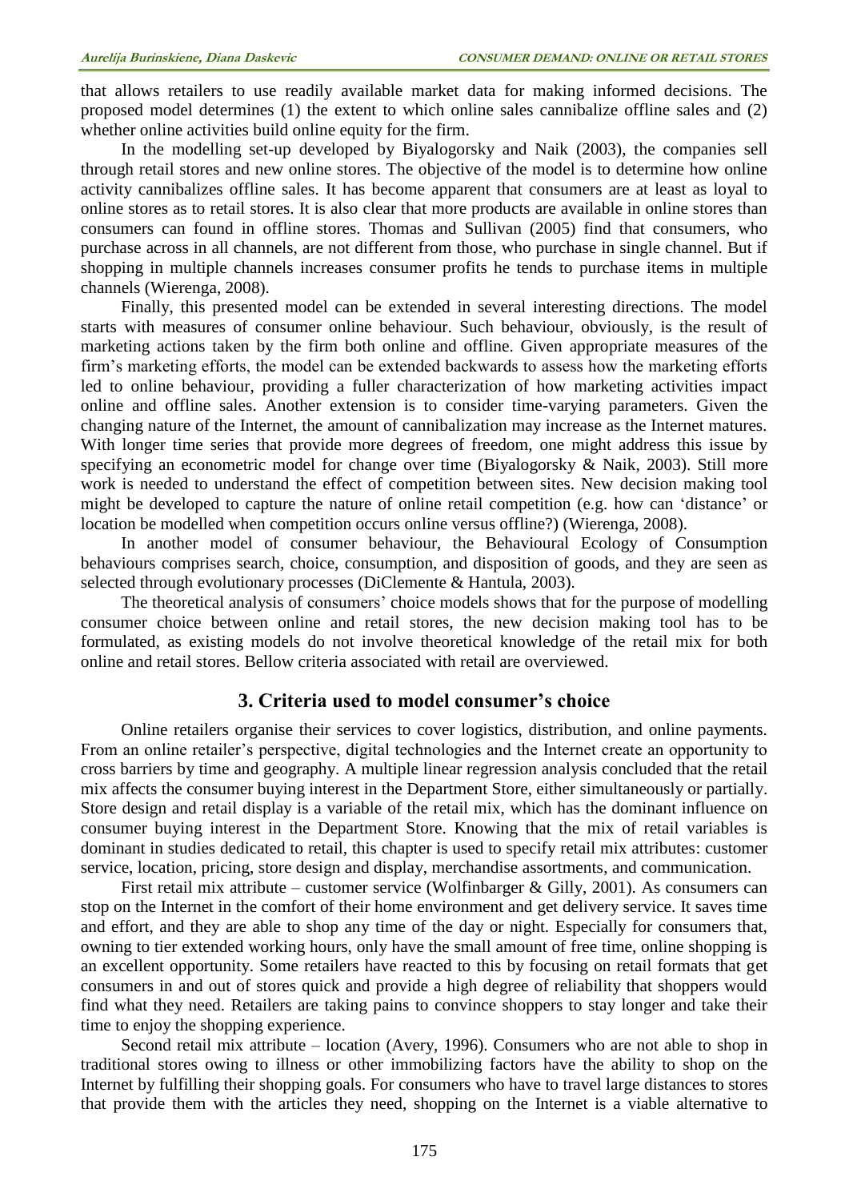that allows retailers to use readily available market data for making informed decisions. The proposed model determines (1) the extent to which online sales cannibalize offline sales and (2) whether online activities build online equity for the firm.

In the modelling set-up developed by Biyalogorsky and Naik (2003), the companies sell through retail stores and new online stores. The objective of the model is to determine how online activity cannibalizes offline sales. It has become apparent that consumers are at least as loyal to online stores as to retail stores. It is also clear that more products are available in online stores than consumers can found in offline stores. Thomas and Sullivan (2005) find that consumers, who purchase across in all channels, are not different from those, who purchase in single channel. But if shopping in multiple channels increases consumer profits he tends to purchase items in multiple channels (Wierenga, 2008).

Finally, this presented model can be extended in several interesting directions. The model starts with measures of consumer online behaviour. Such behaviour, obviously, is the result of marketing actions taken by the firm both online and offline. Given appropriate measures of the firm's marketing efforts, the model can be extended backwards to assess how the marketing efforts led to online behaviour, providing a fuller characterization of how marketing activities impact online and offline sales. Another extension is to consider time-varying parameters. Given the changing nature of the Internet, the amount of cannibalization may increase as the Internet matures. With longer time series that provide more degrees of freedom, one might address this issue by specifying an econometric model for change over time (Biyalogorsky & Naik, 2003). Still more work is needed to understand the effect of competition between sites. New decision making tool might be developed to capture the nature of online retail competition (e.g. how can 'distance' or location be modelled when competition occurs online versus offline?) (Wierenga, 2008).

In another model of consumer behaviour, the Behavioural Ecology of Consumption behaviours comprises search, choice, consumption, and disposition of goods, and they are seen as selected through evolutionary processes (DiClemente & Hantula, 2003).

The theoretical analysis of consumers' choice models shows that for the purpose of modelling consumer choice between online and retail stores, the new decision making tool has to be formulated, as existing models do not involve theoretical knowledge of the retail mix for both online and retail stores. Bellow criteria associated with retail are overviewed.

## 3. Criteria used to model consumer's choice

Online retailers organise their services to cover logistics, distribution, and online payments. From an online retailer's perspective, digital technologies and the Internet create an opportunity to cross barriers by time and geography. A multiple linear regression analysis concluded that the retail mix affects the consumer buying interest in the Department Store, either simultaneously or partially. Store design and retail display is a variable of the retail mix, which has the dominant influence on consumer buying interest in the Department Store. Knowing that the mix of retail variables is dominant in studies dedicated to retail, this chapter is used to specify retail mix attributes: customer service, location, pricing, store design and display, merchandise assortments, and communication.

First retail mix attribute – customer service (Wolfinbarger & Gilly, 2001). As consumers can stop on the Internet in the comfort of their home environment and get delivery service. It saves time and effort, and they are able to shop any time of the day or night. Especially for consumers that, owning to tier extended working hours, only have the small amount of free time, online shopping is an excellent opportunity. Some retailers have reacted to this by focusing on retail formats that get consumers in and out of stores quick and provide a high degree of reliability that shoppers would find what they need. Retailers are taking pains to convince shoppers to stay longer and take their time to enjoy the shopping experience.

Second retail mix attribute – location (Avery, 1996). Consumers who are not able to shop in traditional stores owing to illness or other immobilizing factors have the ability to shop on the Internet by fulfilling their shopping goals. For consumers who have to travel large distances to stores that provide them with the articles they need, shopping on the Internet is a viable alternative to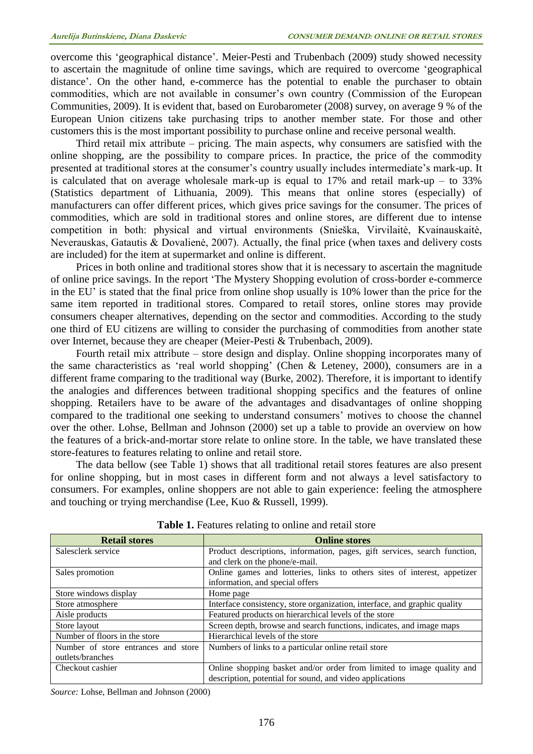overcome this 'geographical distance'. Meier-Pesti and Trubenbach (2009) study showed necessity to ascertain the magnitude of online time savings, which are required to overcome 'geographical distance'. On the other hand, e-commerce has the potential to enable the purchaser to obtain commodities, which are not available in consumer's own country (Commission of the European Communities, 2009). It is evident that, based on Eurobarometer (2008) survey, on average 9 % of the European Union citizens take purchasing trips to another member state. For those and other customers this is the most important possibility to purchase online and receive personal wealth.

Third retail mix attribute – pricing. The main aspects, why consumers are satisfied with the online shopping, are the possibility to compare prices. In practice, the price of the commodity presented at traditional stores at the consumer's country usually includes intermediate's mark-up. It is calculated that on average wholesale mark-up is equal to 17% and retail mark-up – to 33% (Statistics department of Lithuania, 2009). This means that online stores (especially) of manufacturers can offer different prices, which gives price savings for the consumer. The prices of commodities, which are sold in traditional stores and online stores, are different due to intense competition in both: physical and virtual environments (Snieška, Virvilaitė, Kvainauskaitė, Neverauskas, Gatautis & Dovalienė, 2007). Actually, the final price (when taxes and delivery costs are included) for the item at supermarket and online is different.

Prices in both online and traditional stores show that it is necessary to ascertain the magnitude of online price savings. In the report 'The Mystery Shopping evolution of cross-border e-commerce in the EU' is stated that the final price from online shop usually is 10% lower than the price for the same item reported in traditional stores. Compared to retail stores, online stores may provide consumers cheaper alternatives, depending on the sector and commodities. According to the study one third of EU citizens are willing to consider the purchasing of commodities from another state over Internet, because they are cheaper (Meier-Pesti & Trubenbach, 2009).

Fourth retail mix attribute – store design and display. Online shopping incorporates many of the same characteristics as 'real world shopping' (Chen & Leteney, 2000), consumers are in a different frame comparing to the traditional way (Burke, 2002). Therefore, it is important to identify the analogies and differences between traditional shopping specifics and the features of online shopping. Retailers have to be aware of the advantages and disadvantages of online shopping compared to the traditional one seeking to understand consumers' motives to choose the channel over the other. Lohse, Bellman and Johnson (2000) set up a table to provide an overview on how the features of a brick-and-mortar store relate to online store. In the table, we have translated these store-features to features relating to online and retail store.

The data bellow (see Table 1) shows that all traditional retail stores features are also present for online shopping, but in most cases in different form and not always a level satisfactory to consumers. For examples, online shoppers are not able to gain experience: feeling the atmosphere and touching or trying merchandise (Lee, Kuo & Russell, 1999).

**Table 1.** Features relating to online and retail store

| Retail stores | Online stores |
|---|---|
| Salesclerk service | Product descriptions, information, pages, gift services, search function, and clerk on the phone/e-mail. |
| Sales promotion | Online games and lotteries, links to others sites of interest, appetizer information, and special offers |
| Store windows display | Home page |
| Store atmosphere | Interface consistency, store organization, interface, and graphic quality |
| Aisle products | Featured products on hierarchical levels of the store |
| Store layout | Screen depth, browse and search functions, indicates, and image maps |
| Number of floors in the store | Hierarchical levels of the store |
| Number of store entrances and store outlets/branches | Numbers of links to a particular online retail store |
| Checkout cashier | Online shopping basket and/or order from limited to image quality and description, potential for sound, and video applications |

*Source:* Lohse, Bellman and Johnson (2000)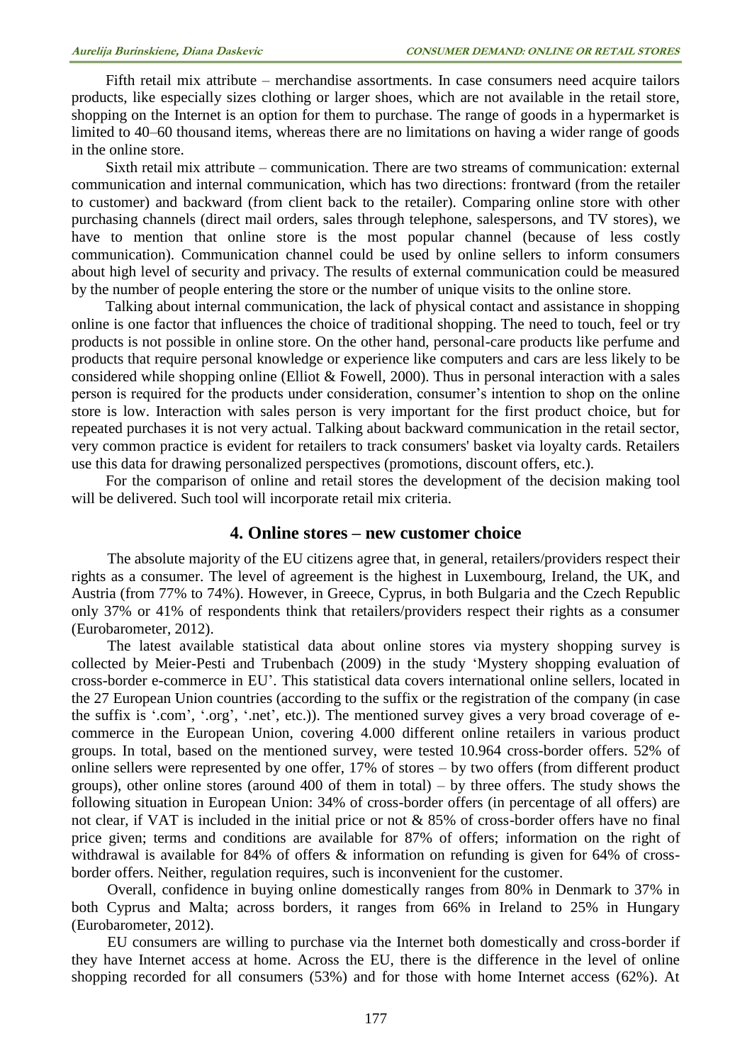Fifth retail mix attribute – merchandise assortments. In case consumers need acquire tailors products, like especially sizes clothing or larger shoes, which are not available in the retail store, shopping on the Internet is an option for them to purchase. The range of goods in a hypermarket is limited to 40–60 thousand items, whereas there are no limitations on having a wider range of goods in the online store.

Sixth retail mix attribute – communication. There are two streams of communication: external communication and internal communication, which has two directions: frontward (from the retailer to customer) and backward (from client back to the retailer). Comparing online store with other purchasing channels (direct mail orders, sales through telephone, salespersons, and TV stores), we have to mention that online store is the most popular channel (because of less costly communication). Communication channel could be used by online sellers to inform consumers about high level of security and privacy. The results of external communication could be measured by the number of people entering the store or the number of unique visits to the online store.

Talking about internal communication, the lack of physical contact and assistance in shopping online is one factor that influences the choice of traditional shopping. The need to touch, feel or try products is not possible in online store. On the other hand, personal-care products like perfume and products that require personal knowledge or experience like computers and cars are less likely to be considered while shopping online (Elliot & Fowell, 2000). Thus in personal interaction with a sales person is required for the products under consideration, consumer's intention to shop on the online store is low. Interaction with sales person is very important for the first product choice, but for repeated purchases it is not very actual. Talking about backward communication in the retail sector, very common practice is evident for retailers to track consumers' basket via loyalty cards. Retailers use this data for drawing personalized perspectives (promotions, discount offers, etc.).

For the comparison of online and retail stores the development of the decision making tool will be delivered. Such tool will incorporate retail mix criteria.

## 4. Online stores – new customer choice

The absolute majority of the EU citizens agree that, in general, retailers/providers respect their rights as a consumer. The level of agreement is the highest in Luxembourg, Ireland, the UK, and Austria (from 77% to 74%). However, in Greece, Cyprus, in both Bulgaria and the Czech Republic only 37% or 41% of respondents think that retailers/providers respect their rights as a consumer (Eurobarometer, 2012).

The latest available statistical data about online stores via mystery shopping survey is collected by Meier-Pesti and Trubenbach (2009) in the study 'Mystery shopping evaluation of cross-border e-commerce in EU'. This statistical data covers international online sellers, located in the 27 European Union countries (according to the suffix or the registration of the company (in case the suffix is '.com', '.org', '.net', etc.)). The mentioned survey gives a very broad coverage of e-commerce in the European Union, covering 4.000 different online retailers in various product groups. In total, based on the mentioned survey, were tested 10.964 cross-border offers. 52% of online sellers were represented by one offer, 17% of stores – by two offers (from different product groups), other online stores (around 400 of them in total) – by three offers. The study shows the following situation in European Union: 34% of cross-border offers (in percentage of all offers) are not clear, if VAT is included in the initial price or not & 85% of cross-border offers have no final price given; terms and conditions are available for 87% of offers; information on the right of withdrawal is available for 84% of offers & information on refunding is given for 64% of cross-border offers. Neither, regulation requires, such is inconvenient for the customer.

Overall, confidence in buying online domestically ranges from 80% in Denmark to 37% in both Cyprus and Malta; across borders, it ranges from 66% in Ireland to 25% in Hungary (Eurobarometer, 2012).

EU consumers are willing to purchase via the Internet both domestically and cross-border if they have Internet access at home. Across the EU, there is the difference in the level of online shopping recorded for all consumers (53%) and for those with home Internet access (62%). At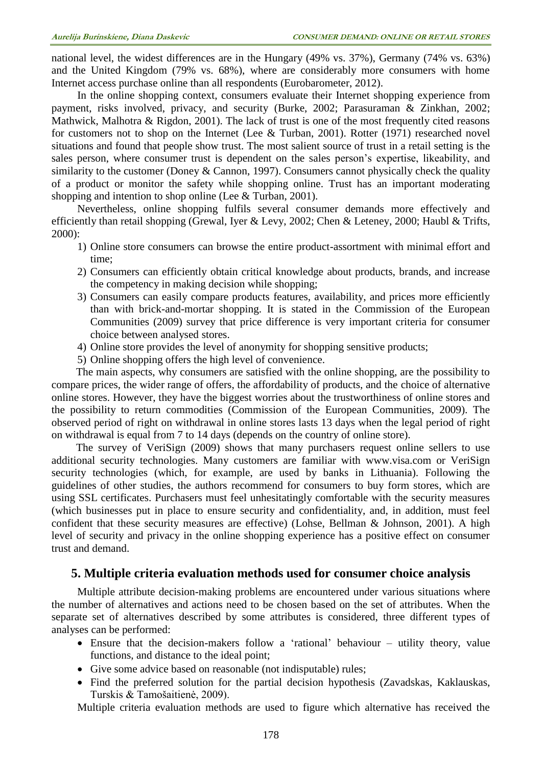national level, the widest differences are in the Hungary (49% vs. 37%), Germany (74% vs. 63%) and the United Kingdom (79% vs. 68%), where are considerably more consumers with home Internet access purchase online than all respondents (Eurobarometer, 2012).

In the online shopping context, consumers evaluate their Internet shopping experience from payment, risks involved, privacy, and security (Burke, 2002; Parasuraman & Zinkhan, 2002; Mathwick, Malhotra & Rigdon, 2001). The lack of trust is one of the most frequently cited reasons for customers not to shop on the Internet (Lee & Turban, 2001). Rotter (1971) researched novel situations and found that people show trust. The most salient source of trust in a retail setting is the sales person, where consumer trust is dependent on the sales person's expertise, likeability, and similarity to the customer (Doney & Cannon, 1997). Consumers cannot physically check the quality of a product or monitor the safety while shopping online. Trust has an important moderating shopping and intention to shop online (Lee & Turban, 2001).

Nevertheless, online shopping fulfils several consumer demands more effectively and efficiently than retail shopping (Grewal, Iyer & Levy, 2002; Chen & Leteney, 2000; Haubl & Trifts, 2000):

1) Online store consumers can browse the entire product-assortment with minimal effort and time;
2) Consumers can efficiently obtain critical knowledge about products, brands, and increase the competency in making decision while shopping;
3) Consumers can easily compare products features, availability, and prices more efficiently than with brick-and-mortar shopping. It is stated in the Commission of the European Communities (2009) survey that price difference is very important criteria for consumer choice between analysed stores.
4) Online store provides the level of anonymity for shopping sensitive products;
5) Online shopping offers the high level of convenience.

The main aspects, why consumers are satisfied with the online shopping, are the possibility to compare prices, the wider range of offers, the affordability of products, and the choice of alternative online stores. However, they have the biggest worries about the trustworthiness of online stores and the possibility to return commodities (Commission of the European Communities, 2009). The observed period of right on withdrawal in online stores lasts 13 days when the legal period of right on withdrawal is equal from 7 to 14 days (depends on the country of online store).

The survey of VeriSign (2009) shows that many purchasers request online sellers to use additional security technologies. Many customers are familiar with www.visa.com or VeriSign security technologies (which, for example, are used by banks in Lithuania). Following the guidelines of other studies, the authors recommend for consumers to buy form stores, which are using SSL certificates. Purchasers must feel unhesitatingly comfortable with the security measures (which businesses put in place to ensure security and confidentiality, and, in addition, must feel confident that these security measures are effective) (Lohse, Bellman & Johnson, 2001). A high level of security and privacy in the online shopping experience has a positive effect on consumer trust and demand.

## 5. Multiple criteria evaluation methods used for consumer choice analysis

Multiple attribute decision-making problems are encountered under various situations where the number of alternatives and actions need to be chosen based on the set of attributes. When the separate set of alternatives described by some attributes is considered, three different types of analyses can be performed:

- Ensure that the decision-makers follow a 'rational' behaviour – utility theory, value functions, and distance to the ideal point;
- Give some advice based on reasonable (not indisputable) rules;
- Find the preferred solution for the partial decision hypothesis (Zavadskas, Kaklauskas, Turskis & Tamošaitienė, 2009).

Multiple criteria evaluation methods are used to figure which alternative has received the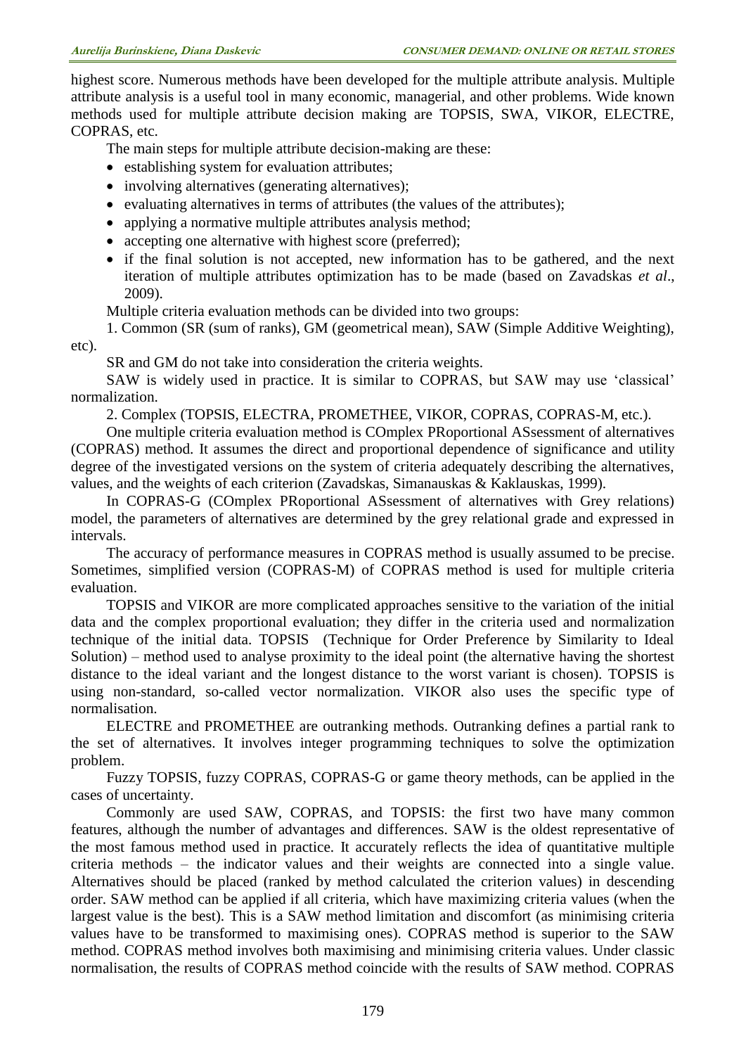highest score. Numerous methods have been developed for the multiple attribute analysis. Multiple attribute analysis is a useful tool in many economic, managerial, and other problems. Wide known methods used for multiple attribute decision making are TOPSIS, SWA, VIKOR, ELECTRE, COPRAS, etc.

The main steps for multiple attribute decision-making are these:

- establishing system for evaluation attributes;
- involving alternatives (generating alternatives);
- evaluating alternatives in terms of attributes (the values of the attributes);
- applying a normative multiple attributes analysis method;
- accepting one alternative with highest score (preferred);
- if the final solution is not accepted, new information has to be gathered, and the next iteration of multiple attributes optimization has to be made (based on Zavadskas *et al*., 2009).

Multiple criteria evaluation methods can be divided into two groups:

1. Common (SR (sum of ranks), GM (geometrical mean), SAW (Simple Additive Weighting), etc).

SR and GM do not take into consideration the criteria weights.

SAW is widely used in practice. It is similar to COPRAS, but SAW may use 'classical' normalization.

2. Complex (TOPSIS, ELECTRA, PROMETHEE, VIKOR, COPRAS, COPRAS-M, etc.).

One multiple criteria evaluation method is COmplex PRoportional ASsessment of alternatives (COPRAS) method. It assumes the direct and proportional dependence of significance and utility degree of the investigated versions on the system of criteria adequately describing the alternatives, values, and the weights of each criterion (Zavadskas, Simanauskas & Kaklauskas, 1999).

In COPRAS-G (COmplex PRoportional ASsessment of alternatives with Grey relations) model, the parameters of alternatives are determined by the grey relational grade and expressed in intervals.

The accuracy of performance measures in COPRAS method is usually assumed to be precise. Sometimes, simplified version (COPRAS-M) of COPRAS method is used for multiple criteria evaluation.

TOPSIS and VIKOR are more complicated approaches sensitive to the variation of the initial data and the complex proportional evaluation; they differ in the criteria used and normalization technique of the initial data. TOPSIS (Technique for Order Preference by Similarity to Ideal Solution) – method used to analyse proximity to the ideal point (the alternative having the shortest distance to the ideal variant and the longest distance to the worst variant is chosen). TOPSIS is using non-standard, so-called vector normalization. VIKOR also uses the specific type of normalisation.

ELECTRE and PROMETHEE are outranking methods. Outranking defines a partial rank to the set of alternatives. It involves integer programming techniques to solve the optimization problem.

Fuzzy TOPSIS, fuzzy COPRAS, COPRAS-G or game theory methods, can be applied in the cases of uncertainty.

Commonly are used SAW, COPRAS, and TOPSIS: the first two have many common features, although the number of advantages and differences. SAW is the oldest representative of the most famous method used in practice. It accurately reflects the idea of quantitative multiple criteria methods – the indicator values and their weights are connected into a single value. Alternatives should be placed (ranked by method calculated the criterion values) in descending order. SAW method can be applied if all criteria, which have maximizing criteria values (when the largest value is the best). This is a SAW method limitation and discomfort (as minimising criteria values have to be transformed to maximising ones). COPRAS method is superior to the SAW method. COPRAS method involves both maximising and minimising criteria values. Under classic normalisation, the results of COPRAS method coincide with the results of SAW method. COPRAS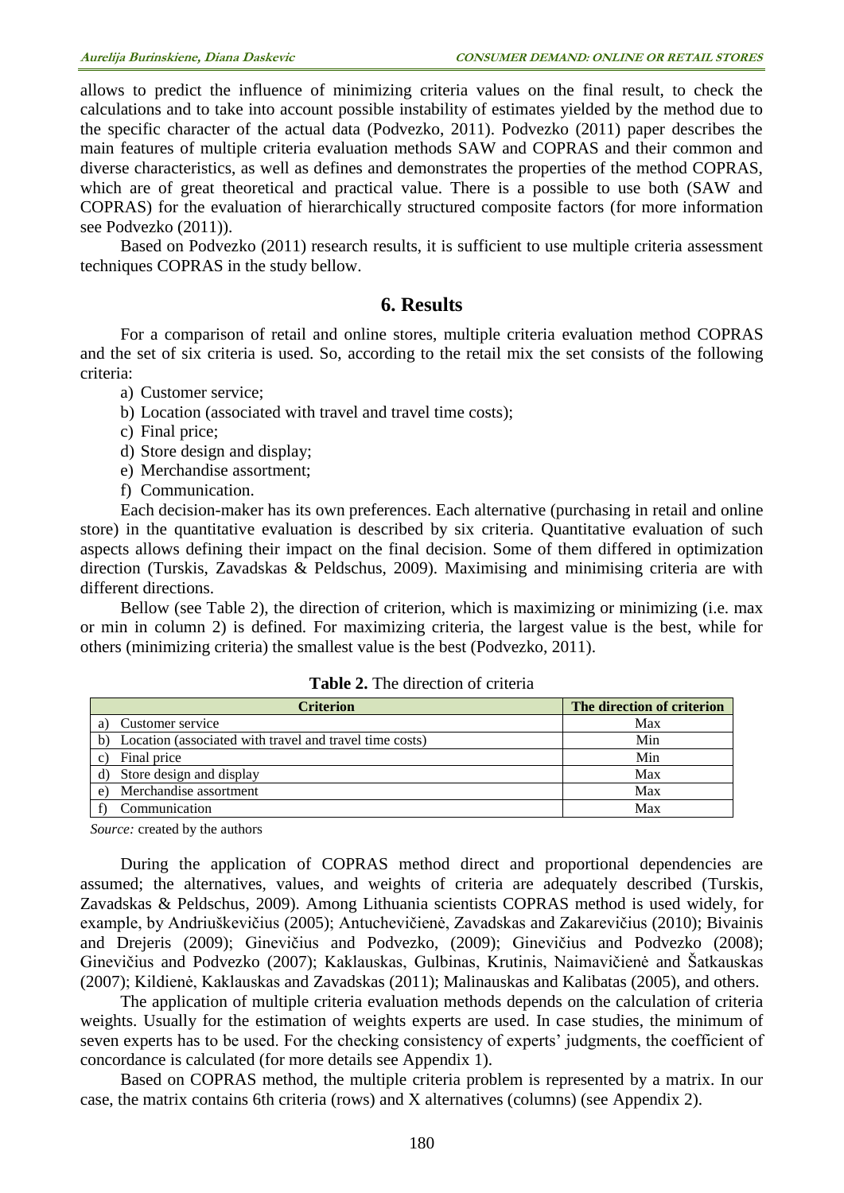allows to predict the influence of minimizing criteria values on the final result, to check the calculations and to take into account possible instability of estimates yielded by the method due to the specific character of the actual data (Podvezko, 2011). Podvezko (2011) paper describes the main features of multiple criteria evaluation methods SAW and COPRAS and their common and diverse characteristics, as well as defines and demonstrates the properties of the method COPRAS, which are of great theoretical and practical value. There is a possible to use both (SAW and COPRAS) for the evaluation of hierarchically structured composite factors (for more information see Podvezko (2011)).

Based on Podvezko (2011) research results, it is sufficient to use multiple criteria assessment techniques COPRAS in the study bellow.

## 6. Results

For a comparison of retail and online stores, multiple criteria evaluation method COPRAS and the set of six criteria is used. So, according to the retail mix the set consists of the following criteria:

a) Customer service;
b) Location (associated with travel and travel time costs);
c) Final price;
d) Store design and display;
e) Merchandise assortment;
f) Communication.

Each decision-maker has its own preferences. Each alternative (purchasing in retail and online store) in the quantitative evaluation is described by six criteria. Quantitative evaluation of such aspects allows defining their impact on the final decision. Some of them differed in optimization direction (Turskis, Zavadskas & Peldschus, 2009). Maximising and minimising criteria are with different directions.

Bellow (see Table 2), the direction of criterion, which is maximizing or minimizing (i.e. max or min in column 2) is defined. For maximizing criteria, the largest value is the best, while for others (minimizing criteria) the smallest value is the best (Podvezko, 2011).

**Table 2.** The direction of criteria

| Criterion | The direction of criterion |
|---|---|
| a) Customer service | Max |
| b) Location (associated with travel and travel time costs) | Min |
| c) Final price | Min |
| d) Store design and display | Max |
| e) Merchandise assortment | Max |
| f) Communication | Max |

*Source:* created by the authors

During the application of COPRAS method direct and proportional dependencies are assumed; the alternatives, values, and weights of criteria are adequately described (Turskis, Zavadskas & Peldschus, 2009). Among Lithuania scientists COPRAS method is used widely, for example, by Andriuškevičius (2005); Antuchevičienė, Zavadskas and Zakarevičius (2010); Bivainis and Drejeris (2009); Ginevičius and Podvezko, (2009); Ginevičius and Podvezko (2008); Ginevičius and Podvezko (2007); Kaklauskas, Gulbinas, Krutinis, Naimavičienė and Šatkauskas (2007); Kildienė, Kaklauskas and Zavadskas (2011); Malinauskas and Kalibatas (2005), and others.

The application of multiple criteria evaluation methods depends on the calculation of criteria weights. Usually for the estimation of weights experts are used. In case studies, the minimum of seven experts has to be used. For the checking consistency of experts' judgments, the coefficient of concordance is calculated (for more details see Appendix 1).

Based on COPRAS method, the multiple criteria problem is represented by a matrix. In our case, the matrix contains 6th criteria (rows) and X alternatives (columns) (see Appendix 2).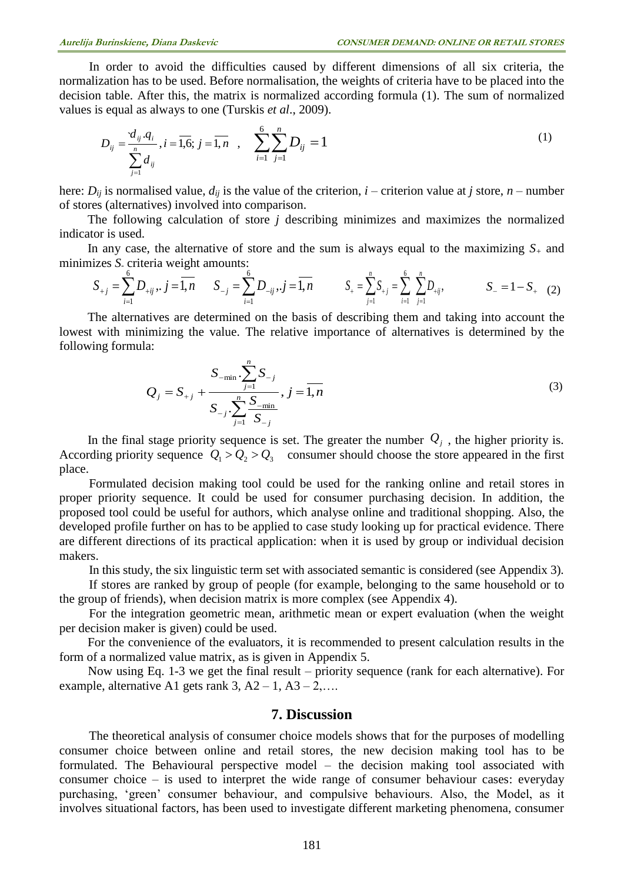In order to avoid the difficulties caused by different dimensions of all six criteria, the normalization has to be used. Before normalisation, the weights of criteria have to be placed into the decision table. After this, the matrix is normalized according formula (1). The sum of normalized values is equal as always to one (Turskis *et al*., 2009).

$$D_{ij} = \frac{d_{ij} \cdot q_i}{\sum_{j=1}^{n} d_{ij}}, i = \overline{1,6}; \; j = \overline{1,n} \quad , \quad \sum_{i=1}^{6} \sum_{j=1}^{n} D_{ij} = 1 \tag{1}$$

here: $D_{ij}$ is normalised value, $d_{ij}$ is the value of the criterion, $i$ – criterion value at $j$ store, $n$ – number of stores (alternatives) involved into comparison.

The following calculation of store $j$ describing minimizes and maximizes the normalized indicator is used.

In any case, the alternative of store and the sum is always equal to the maximizing $S_+$ and minimizes $S_-$ criteria weight amounts:

$$S_{+j} = \sum_{i=1}^{6} D_{+ij}, \; j = \overline{1,n} \qquad S_{-j} = \sum_{i=1}^{6} D_{-ij}, j = \overline{1,n} \qquad S_{+} = \sum_{j=1}^{n} S_{+j} = \sum_{i=1}^{6} \sum_{j=1}^{n} D_{+ij}, \qquad S_{-} = 1 - S_{+} \tag{2}$$

The alternatives are determined on the basis of describing them and taking into account the lowest with minimizing the value. The relative importance of alternatives is determined by the following formula:

$$Q_j = S_{+j} + \frac{S_{-\min} \cdot \sum_{j=1}^{n} S_{-j}}{S_{-j} \cdot \sum_{j=1}^{n} \frac{S_{-\min}}{S_{-j}}}, \; j = \overline{1,n} \tag{3}$$

In the final stage priority sequence is set. The greater the number $Q_j$, the higher priority is. According priority sequence $Q_1 > Q_2 > Q_3$ consumer should choose the store appeared in the first place.

Formulated decision making tool could be used for the ranking online and retail stores in proper priority sequence. It could be used for consumer purchasing decision. In addition, the proposed tool could be useful for authors, which analyse online and traditional shopping. Also, the developed profile further on has to be applied to case study looking up for practical evidence. There are different directions of its practical application: when it is used by group or individual decision makers.

In this study, the six linguistic term set with associated semantic is considered (see Appendix 3).

If stores are ranked by group of people (for example, belonging to the same household or to the group of friends), when decision matrix is more complex (see Appendix 4).

For the integration geometric mean, arithmetic mean or expert evaluation (when the weight per decision maker is given) could be used.

For the convenience of the evaluators, it is recommended to present calculation results in the form of a normalized value matrix, as is given in Appendix 5.

Now using Eq. 1-3 we get the final result – priority sequence (rank for each alternative). For example, alternative A1 gets rank 3, A2 – 1, A3 – 2,….

## 7. Discussion

The theoretical analysis of consumer choice models shows that for the purposes of modelling consumer choice between online and retail stores, the new decision making tool has to be formulated. The Behavioural perspective model – the decision making tool associated with consumer choice – is used to interpret the wide range of consumer behaviour cases: everyday purchasing, 'green' consumer behaviour, and compulsive behaviours. Also, the Model, as it involves situational factors, has been used to investigate different marketing phenomena, consumer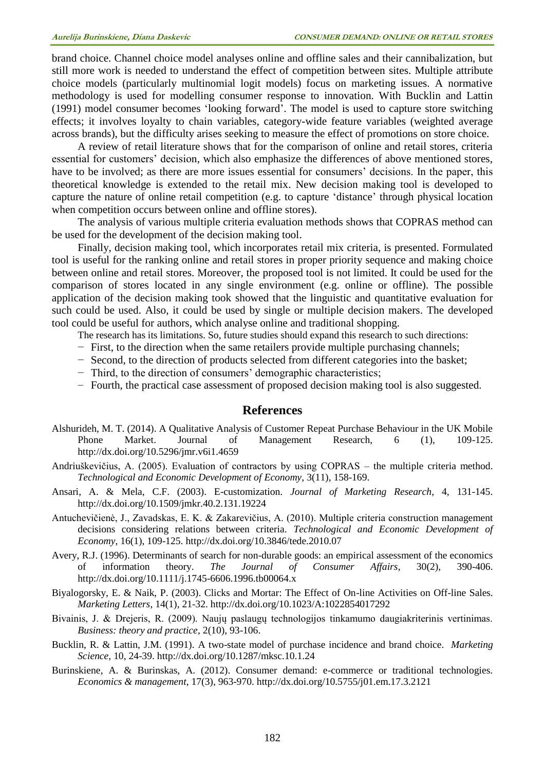brand choice. Channel choice model analyses online and offline sales and their cannibalization, but still more work is needed to understand the effect of competition between sites. Multiple attribute choice models (particularly multinomial logit models) focus on marketing issues. A normative methodology is used for modelling consumer response to innovation. With Bucklin and Lattin (1991) model consumer becomes 'looking forward'. The model is used to capture store switching effects; it involves loyalty to chain variables, category-wide feature variables (weighted average across brands), but the difficulty arises seeking to measure the effect of promotions on store choice.

A review of retail literature shows that for the comparison of online and retail stores, criteria essential for customers' decision, which also emphasize the differences of above mentioned stores, have to be involved; as there are more issues essential for consumers' decisions. In the paper, this theoretical knowledge is extended to the retail mix. New decision making tool is developed to capture the nature of online retail competition (e.g. to capture 'distance' through physical location when competition occurs between online and offline stores).

The analysis of various multiple criteria evaluation methods shows that COPRAS method can be used for the development of the decision making tool.

Finally, decision making tool, which incorporates retail mix criteria, is presented. Formulated tool is useful for the ranking online and retail stores in proper priority sequence and making choice between online and retail stores. Moreover, the proposed tool is not limited. It could be used for the comparison of stores located in any single environment (e.g. online or offline). The possible application of the decision making took showed that the linguistic and quantitative evaluation for such could be used. Also, it could be used by single or multiple decision makers. The developed tool could be useful for authors, which analyse online and traditional shopping.

The research has its limitations. So, future studies should expand this research to such directions:

- First, to the direction when the same retailers provide multiple purchasing channels;
- Second, to the direction of products selected from different categories into the basket;
- Third, to the direction of consumers' demographic characteristics;
- Fourth, the practical case assessment of proposed decision making tool is also suggested.

## References

Alshurideh, M. T. (2014). A Qualitative Analysis of Customer Repeat Purchase Behaviour in the UK Mobile Phone Market. Journal of Management Research, 6 (1), 109-125. http://dx.doi.org/10.5296/jmr.v6i1.4659

Andriuškevičius, A. (2005). Evaluation of contractors by using COPRAS – the multiple criteria method. *Technological and Economic Development of Economy*, 3(11), 158-169.

Ansari, A. & Mela, C.F. (2003). E-customization. *Journal of Marketing Research*, 4, 131-145. http://dx.doi.org/10.1509/jmkr.40.2.131.19224

Antuchevičienė, J., Zavadskas, E. K. & Zakarevičius, A. (2010). Multiple criteria construction management decisions considering relations between criteria. *Technological and Economic Development of Economy*, 16(1), 109-125. http://dx.doi.org/10.3846/tede.2010.07

Avery, R.J. (1996). Determinants of search for non-durable goods: an empirical assessment of the economics of information theory. *The Journal of Consumer Affairs*, 30(2), 390-406. http://dx.doi.org/10.1111/j.1745-6606.1996.tb00064.x

Biyalogorsky, E. & Naik, P. (2003). Clicks and Mortar: The Effect of On-line Activities on Off-line Sales. *Marketing Letters*, 14(1), 21-32. http://dx.doi.org/10.1023/A:1022854017292

Bivainis, J. & Drejeris, R. (2009). Naujų paslaugų technologijos tinkamumo daugiakriterinis vertinimas. *Business: theory and practice*, 2(10), 93-106.

Bucklin, R. & Lattin, J.M. (1991). A two-state model of purchase incidence and brand choice. *Marketing Science*, 10, 24-39. http://dx.doi.org/10.1287/mksc.10.1.24

Burinskiene, A. & Burinskas, A. (2012). Consumer demand: e-commerce or traditional technologies. *Economics & management*, 17(3), 963-970. http://dx.doi.org/10.5755/j01.em.17.3.2121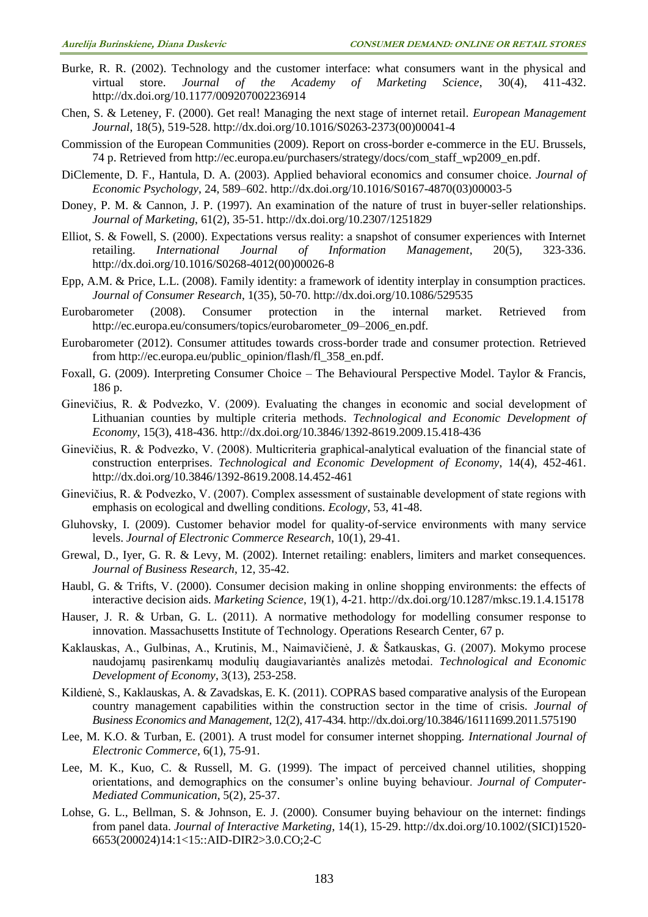Burke, R. R. (2002). Technology and the customer interface: what consumers want in the physical and virtual store. *Journal of the Academy of Marketing Science*, 30(4), 411-432. http://dx.doi.org/10.1177/009207002236914

Chen, S. & Leteney, F. (2000). Get real! Managing the next stage of internet retail. *European Management Journal*, 18(5), 519-528. http://dx.doi.org/10.1016/S0263-2373(00)00041-4

Commission of the European Communities (2009). Report on cross-border e-commerce in the EU. Brussels, 74 p. Retrieved from http://ec.europa.eu/purchasers/strategy/docs/com_staff_wp2009_en.pdf.

DiClemente, D. F., Hantula, D. A. (2003). Applied behavioral economics and consumer choice. *Journal of Economic Psychology*, 24, 589–602. http://dx.doi.org/10.1016/S0167-4870(03)00003-5

Doney, P. M. & Cannon, J. P. (1997). An examination of the nature of trust in buyer-seller relationships. *Journal of Marketing*, 61(2), 35-51. http://dx.doi.org/10.2307/1251829

Elliot, S. & Fowell, S. (2000). Expectations versus reality: a snapshot of consumer experiences with Internet retailing. *International Journal of Information Management*, 20(5), 323-336. http://dx.doi.org/10.1016/S0268-4012(00)00026-8

Epp, A.M. & Price, L.L. (2008). Family identity: a framework of identity interplay in consumption practices. *Journal of Consumer Research*, 1(35), 50-70. http://dx.doi.org/10.1086/529535

Eurobarometer (2008). Consumer protection in the internal market. Retrieved from http://ec.europa.eu/consumers/topics/eurobarometer_09–2006_en.pdf.

Eurobarometer (2012). Consumer attitudes towards cross-border trade and consumer protection. Retrieved from http://ec.europa.eu/public_opinion/flash/fl_358_en.pdf.

Foxall, G. (2009). Interpreting Consumer Choice – The Behavioural Perspective Model. Taylor & Francis, 186 p.

Ginevičius, R. & Podvezko, V. (2009). Evaluating the changes in economic and social development of Lithuanian counties by multiple criteria methods. *Technological and Economic Development of Economy*, 15(3), 418-436. http://dx.doi.org/10.3846/1392-8619.2009.15.418-436

Ginevičius, R. & Podvezko, V. (2008). Multicriteria graphical-analytical evaluation of the financial state of construction enterprises. *Technological and Economic Development of Economy*, 14(4), 452-461. http://dx.doi.org/10.3846/1392-8619.2008.14.452-461

Ginevičius, R. & Podvezko, V. (2007). Complex assessment of sustainable development of state regions with emphasis on ecological and dwelling conditions. *Ecology*, 53, 41-48.

Gluhovsky, I. (2009). Customer behavior model for quality-of-service environments with many service levels. *Journal of Electronic Commerce Research*, 10(1), 29-41.

Grewal, D., Iyer, G. R. & Levy, M. (2002). Internet retailing: enablers, limiters and market consequences. *Journal of Business Research*, 12, 35-42.

Haubl, G. & Trifts, V. (2000). Consumer decision making in online shopping environments: the effects of interactive decision aids. *Marketing Science*, 19(1), 4-21. http://dx.doi.org/10.1287/mksc.19.1.4.15178

Hauser, J. R. & Urban, G. L. (2011). A normative methodology for modelling consumer response to innovation. Massachusetts Institute of Technology. Operations Research Center, 67 p.

Kaklauskas, A., Gulbinas, A., Krutinis, M., Naimavičienė, J. & Šatkauskas, G. (2007). Mokymo procese naudojamų pasirenkamų modulių daugiavariantės analizės metodai. *Technological and Economic Development of Economy*, 3(13), 253-258.

Kildienė, S., Kaklauskas, A. & Zavadskas, E. K. (2011). COPRAS based comparative analysis of the European country management capabilities within the construction sector in the time of crisis. *Journal of Business Economics and Management*, 12(2), 417-434. http://dx.doi.org/10.3846/16111699.2011.575190

Lee, M. K.O. & Turban, E. (2001). A trust model for consumer internet shopping. *International Journal of Electronic Commerce*, 6(1), 75-91.

Lee, M. K., Kuo, C. & Russell, M. G. (1999). The impact of perceived channel utilities, shopping orientations, and demographics on the consumer's online buying behaviour. *Journal of Computer-Mediated Communication*, 5(2), 25-37.

Lohse, G. L., Bellman, S. & Johnson, E. J. (2000). Consumer buying behaviour on the internet: findings from panel data. *Journal of Interactive Marketing*, 14(1), 15-29. http://dx.doi.org/10.1002/(SICI)1520-6653(200024)14:1<15::AID-DIR2>3.0.CO;2-C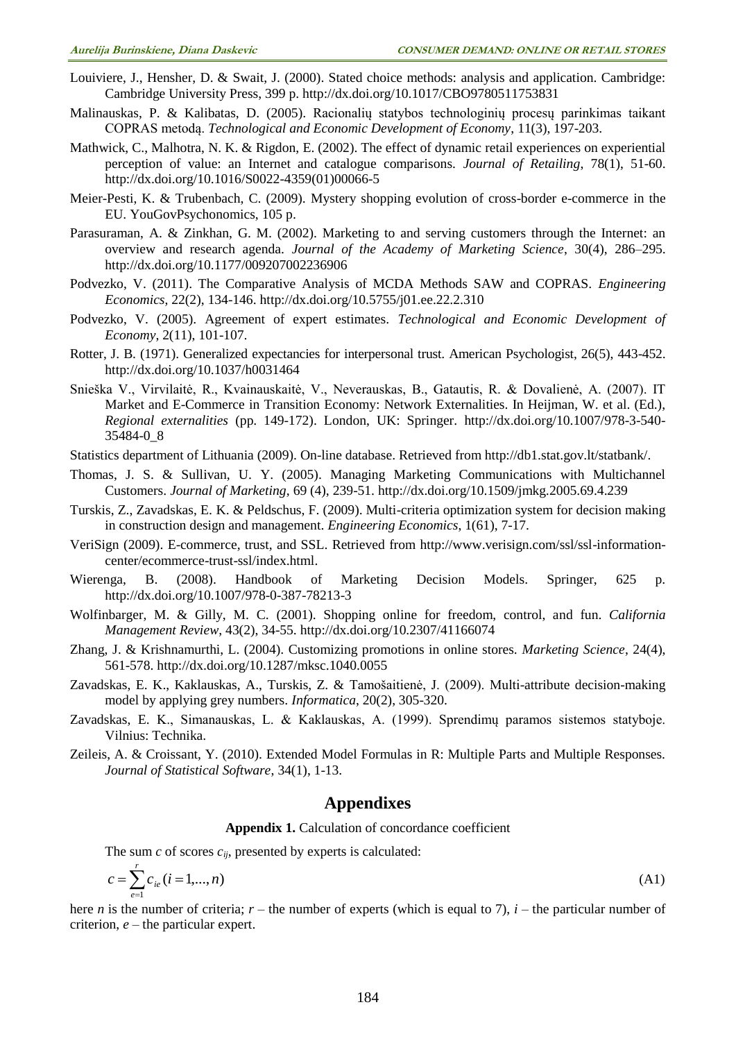Louviere, J., Hensher, D. & Swait, J. (2000). Stated choice methods: analysis and application. Cambridge: Cambridge University Press, 399 p. http://dx.doi.org/10.1017/CBO9780511753831

Malinauskas, P. & Kalibatas, D. (2005). Racionalių statybos technologinių procesų parinkimas taikant COPRAS metodą. *Technological and Economic Development of Economy*, 11(3), 197-203.

Mathwick, C., Malhotra, N. K. & Rigdon, E. (2002). The effect of dynamic retail experiences on experiential perception of value: an Internet and catalogue comparisons. *Journal of Retailing*, 78(1), 51-60. http://dx.doi.org/10.1016/S0022-4359(01)00066-5

Meier-Pesti, K. & Trubenbach, C. (2009). Mystery shopping evolution of cross-border e-commerce in the EU. YouGovPsychonomics, 105 p.

Parasuraman, A. & Zinkhan, G. M. (2002). Marketing to and serving customers through the Internet: an overview and research agenda. *Journal of the Academy of Marketing Science*, 30(4), 286–295. http://dx.doi.org/10.1177/009207002236906

Podvezko, V. (2011). The Comparative Analysis of MCDA Methods SAW and COPRAS. *Engineering Economics*, 22(2), 134-146. http://dx.doi.org/10.5755/j01.ee.22.2.310

Podvezko, V. (2005). Agreement of expert estimates. *Technological and Economic Development of Economy*, 2(11), 101-107.

Rotter, J. B. (1971). Generalized expectancies for interpersonal trust. American Psychologist, 26(5), 443-452. http://dx.doi.org/10.1037/h0031464

Snieška V., Virvilaitė, R., Kvainauskaitė, V., Neverauskas, B., Gatautis, R. & Dovalienė, A. (2007). IT Market and E-Commerce in Transition Economy: Network Externalities. In Heijman, W. et al. (Ed.), *Regional externalities* (pp. 149-172). London, UK: Springer. http://dx.doi.org/10.1007/978-3-540-35484-0_8

Statistics department of Lithuania (2009). On-line database. Retrieved from http://db1.stat.gov.lt/statbank/.

Thomas, J. S. & Sullivan, U. Y. (2005). Managing Marketing Communications with Multichannel Customers. *Journal of Marketing*, 69 (4), 239-51. http://dx.doi.org/10.1509/jmkg.2005.69.4.239

Turskis, Z., Zavadskas, E. K. & Peldschus, F. (2009). Multi-criteria optimization system for decision making in construction design and management. *Engineering Economics*, 1(61), 7-17.

VeriSign (2009). E-commerce, trust, and SSL. Retrieved from http://www.verisign.com/ssl/ssl-information-center/ecommerce-trust-ssl/index.html.

Wierenga, B. (2008). Handbook of Marketing Decision Models. Springer, 625 p. http://dx.doi.org/10.1007/978-0-387-78213-3

Wolfinbarger, M. & Gilly, M. C. (2001). Shopping online for freedom, control, and fun. *California Management Review*, 43(2), 34-55. http://dx.doi.org/10.2307/41166074

Zhang, J. & Krishnamurthi, L. (2004). Customizing promotions in online stores. *Marketing Science*, 24(4), 561-578. http://dx.doi.org/10.1287/mksc.1040.0055

Zavadskas, E. K., Kaklauskas, A., Turskis, Z. & Tamošaitienė, J. (2009). Multi-attribute decision-making model by applying grey numbers. *Informatica*, 20(2), 305-320.

Zavadskas, E. K., Simanauskas, L. & Kaklauskas, A. (1999). Sprendimų paramos sistemos statyboje. Vilnius: Technika.

Zeileis, A. & Croissant, Y. (2010). Extended Model Formulas in R: Multiple Parts and Multiple Responses. *Journal of Statistical Software*, 34(1), 1-13.

## Appendixes

**Appendix 1.** Calculation of concordance coefficient

The sum $c$ of scores $c_{ij}$, presented by experts is calculated:

$$c = \sum_{e=1}^{r} c_{ie} \, (i = 1, ..., n) \tag{A1}$$

here $n$ is the number of criteria; $r$ – the number of experts (which is equal to 7), $i$ – the particular number of criterion, $e$ – the particular expert.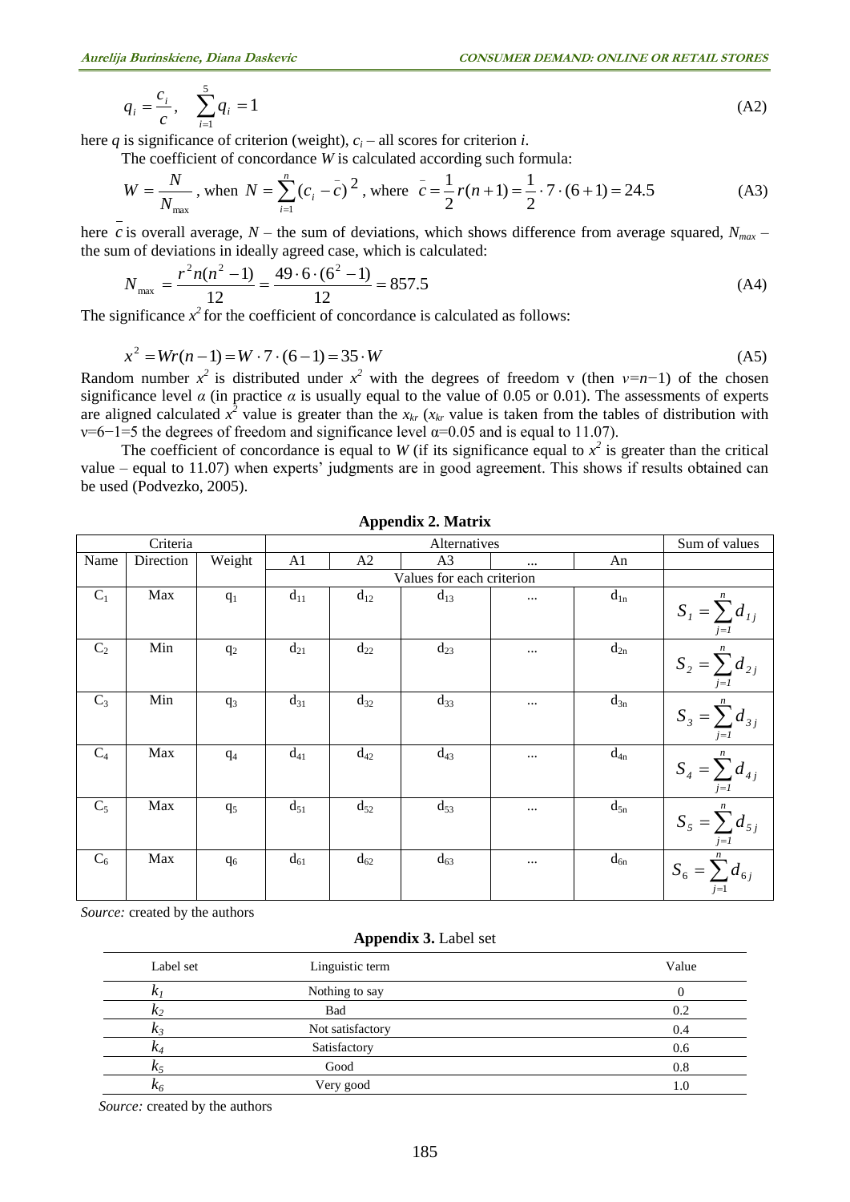$$q_i = \frac{c_i}{c}, \quad \sum_{i=1}^{5} q_i = 1 \tag{A2}$$

here $q$ is significance of criterion (weight), $c_i$ – all scores for criterion $i$.

The coefficient of concordance $W$ is calculated according such formula:

$$W = \frac{N}{N_{\max}}, \text{ when } N = \sum_{i=1}^{n} (c_i - \bar{c})^2, \text{ where } \bar{c} = \frac{1}{2} r(n+1) = \frac{1}{2} \cdot 7 \cdot (6+1) = 24.5 \tag{A3}$$

here $\bar{c}$ is overall average, $N$ – the sum of deviations, which shows difference from average squared, $N_{max}$ – the sum of deviations in ideally agreed case, which is calculated:

$$N_{\max} = \frac{r^2 n(n^2 - 1)}{12} = \frac{49 \cdot 6 \cdot (6^2 - 1)}{12} = 857.5 \tag{A4}$$

The significance $x^2$ for the coefficient of concordance is calculated as follows:

$$x^2 = Wr(n-1) = W \cdot 7 \cdot (6-1) = 35 \cdot W \tag{A5}$$

Random number $x^2$ is distributed under $x^2$ with the degrees of freedom v (then $v=n-1$) of the chosen significance level $\alpha$ (in practice $\alpha$ is usually equal to the value of 0.05 or 0.01). The assessments of experts are aligned calculated $x^2$ value is greater than the $x_{kr}$ ($x_{kr}$ value is taken from the tables of distribution with $v=6-1=5$ the degrees of freedom and significance level $\alpha=0.05$ and is equal to 11.07).

The coefficient of concordance is equal to $W$ (if its significance equal to $x^2$ is greater than the critical value – equal to 11.07) when experts' judgments are in good agreement. This shows if results obtained can be used (Podvezko, 2005).

**Appendix 2. Matrix**

| Criteria | | | Alternatives | | | | | Sum of values |
|---|---|---|---|---|---|---|---|---|
| Name | Direction | Weight | A1 | A2 | A3 | ... | An | |
| | | | Values for each criterion | | | | | |
| $C_1$ | Max | $q_1$ | $d_{11}$ | $d_{12}$ | $d_{13}$ | ... | $d_{1n}$ | $S_1 = \sum_{j=1}^{n} d_{1j}$ |
| $C_2$ | Min | $q_2$ | $d_{21}$ | $d_{22}$ | $d_{23}$ | ... | $d_{2n}$ | $S_2 = \sum_{j=1}^{n} d_{2j}$ |
| $C_3$ | Min | $q_3$ | $d_{31}$ | $d_{32}$ | $d_{33}$ | ... | $d_{3n}$ | $S_3 = \sum_{j=1}^{n} d_{3j}$ |
| $C_4$ | Max | $q_4$ | $d_{41}$ | $d_{42}$ | $d_{43}$ | ... | $d_{4n}$ | $S_4 = \sum_{j=1}^{n} d_{4j}$ |
| $C_5$ | Max | $q_5$ | $d_{51}$ | $d_{52}$ | $d_{53}$ | ... | $d_{5n}$ | $S_5 = \sum_{j=1}^{n} d_{5j}$ |
| $C_6$ | Max | $q_6$ | $d_{61}$ | $d_{62}$ | $d_{63}$ | ... | $d_{6n}$ | $S_6 = \sum_{j=1}^{n} d_{6j}$ |

*Source:* created by the authors

**Appendix 3.** Label set

| Label set | Linguistic term | Value |
|---|---|---|
| $k_1$ | Nothing to say | 0 |
| $k_2$ | Bad | 0.2 |
| $k_3$ | Not satisfactory | 0.4 |
| $k_4$ | Satisfactory | 0.6 |
| $k_5$ | Good | 0.8 |
| $k_6$ | Very good | 1.0 |

*Source:* created by the authors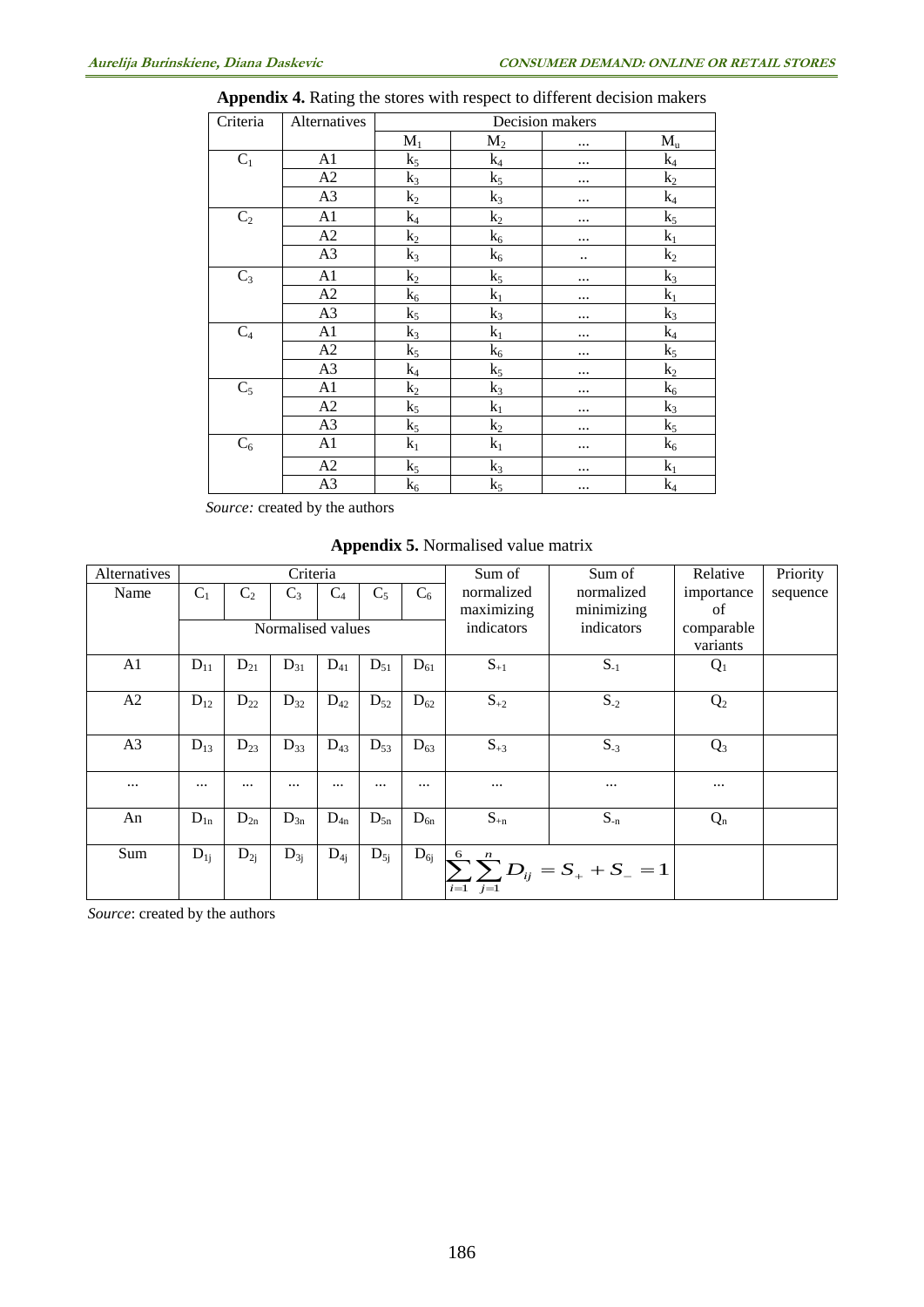**Appendix 4.** Rating the stores with respect to different decision makers

| Criteria | Alternatives | Decision makers | | | |
|---|---|---|---|---|---|
| | | $M_1$ | $M_2$ | ... | $M_u$ |
| $C_1$ | A1 | $k_5$ | $k_4$ | ... | $k_4$ |
| | A2 | $k_3$ | $k_5$ | ... | $k_2$ |
| | A3 | $k_2$ | $k_3$ | ... | $k_4$ |
| $C_2$ | A1 | $k_4$ | $k_2$ | ... | $k_5$ |
| | A2 | $k_2$ | $k_6$ | ... | $k_1$ |
| | A3 | $k_3$ | $k_6$ | .. | $k_2$ |
| $C_3$ | A1 | $k_2$ | $k_5$ | ... | $k_3$ |
| | A2 | $k_6$ | $k_1$ | ... | $k_1$ |
| | A3 | $k_5$ | $k_3$ | ... | $k_3$ |
| $C_4$ | A1 | $k_3$ | $k_1$ | ... | $k_4$ |
| | A2 | $k_5$ | $k_6$ | ... | $k_5$ |
| | A3 | $k_4$ | $k_5$ | ... | $k_2$ |
| $C_5$ | A1 | $k_2$ | $k_3$ | ... | $k_6$ |
| | A2 | $k_5$ | $k_1$ | ... | $k_3$ |
| | A3 | $k_5$ | $k_2$ | ... | $k_5$ |
| $C_6$ | A1 | $k_1$ | $k_1$ | ... | $k_6$ |
| | A2 | $k_5$ | $k_3$ | ... | $k_1$ |
| | A3 | $k_6$ | $k_5$ | ... | $k_4$ |

*Source:* created by the authors

**Appendix 5.** Normalised value matrix

| Alternatives | Criteria | | | | | | Sum of normalized maximizing indicators | Sum of normalized minimizing indicators | Relative importance of comparable variants | Priority sequence |
|---|---|---|---|---|---|---|---|---|---|---|
| Name | $C_1$ | $C_2$ | $C_3$ | $C_4$ | $C_5$ | $C_6$ | | | | |
| | Normalised values | | | | | | | | | |
| A1 | $D_{11}$ | $D_{21}$ | $D_{31}$ | $D_{41}$ | $D_{51}$ | $D_{61}$ | $S_{+1}$ | $S_{-1}$ | $Q_1$ | |
| A2 | $D_{12}$ | $D_{22}$ | $D_{32}$ | $D_{42}$ | $D_{52}$ | $D_{62}$ | $S_{+2}$ | $S_{-2}$ | $Q_2$ | |
| A3 | $D_{13}$ | $D_{23}$ | $D_{33}$ | $D_{43}$ | $D_{53}$ | $D_{63}$ | $S_{+3}$ | $S_{-3}$ | $Q_3$ | |
| ... | ... | ... | ... | ... | ... | ... | ... | ... | ... | |
| An | $D_{1n}$ | $D_{2n}$ | $D_{3n}$ | $D_{4n}$ | $D_{5n}$ | $D_{6n}$ | $S_{+n}$ | $S_{-n}$ | $Q_n$ | |
| Sum | $D_{1j}$ | $D_{2j}$ | $D_{3j}$ | $D_{4j}$ | $D_{5j}$ | $D_{6j}$ | $\sum_{i=1}^{6}\sum_{j=1}^{n} D_{ij} = S_{+} + S_{-} = 1$ | | | |

*Source*: created by the authors